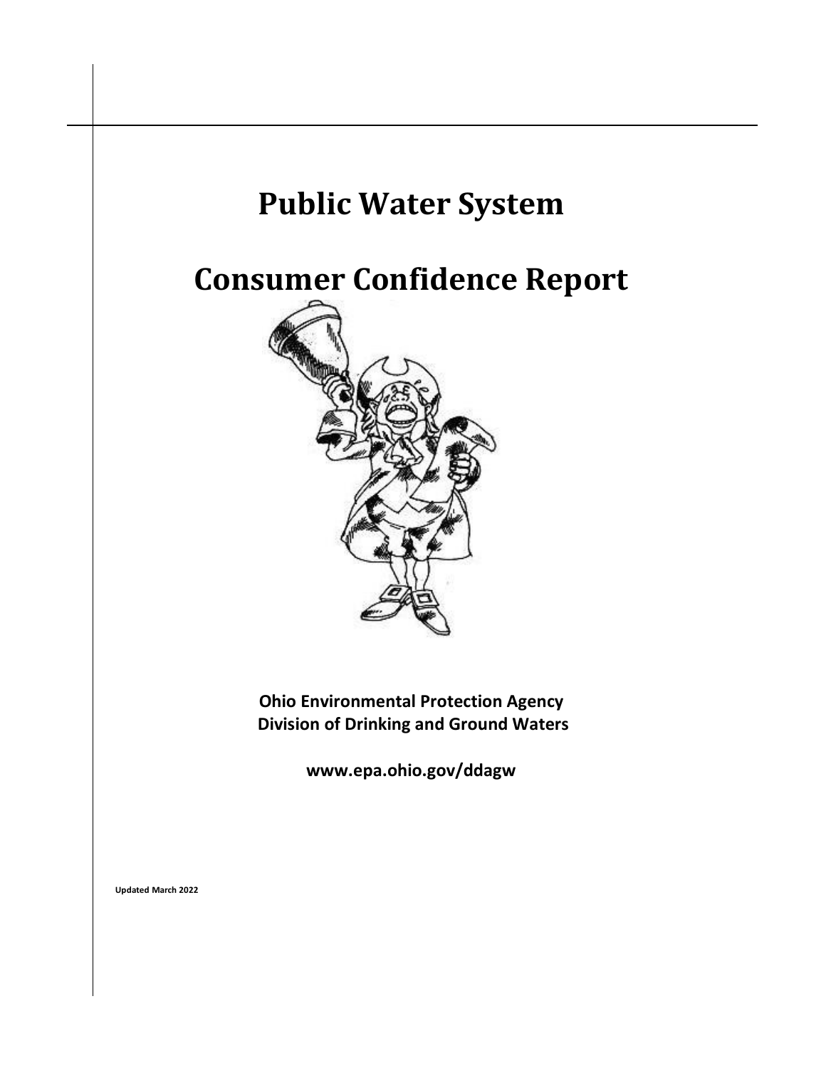# Public Water System

# Consumer Confidence Report

**Ohio Environmental Protection Agency**
**Division of Drinking and Ground Waters**

**www.epa.ohio.gov/ddagw**

**Updated March 2022**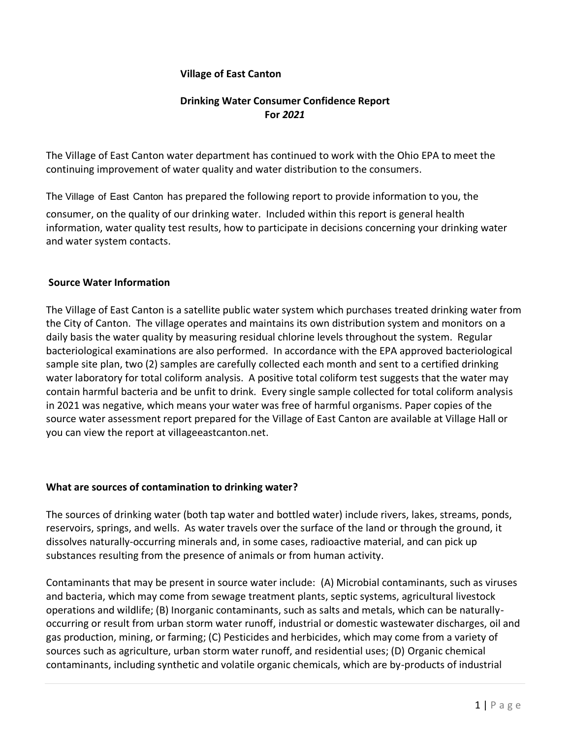**Village of East Canton**

**Drinking Water Consumer Confidence Report For *2021***

The Village of East Canton water department has continued to work with the Ohio EPA to meet the continuing improvement of water quality and water distribution to the consumers.

The Village of East Canton has prepared the following report to provide information to you, the consumer, on the quality of our drinking water. Included within this report is general health information, water quality test results, how to participate in decisions concerning your drinking water and water system contacts.

## Source Water Information

The Village of East Canton is a satellite public water system which purchases treated drinking water from the City of Canton. The village operates and maintains its own distribution system and monitors on a daily basis the water quality by measuring residual chlorine levels throughout the system. Regular bacteriological examinations are also performed. In accordance with the EPA approved bacteriological sample site plan, two (2) samples are carefully collected each month and sent to a certified drinking water laboratory for total coliform analysis. A positive total coliform test suggests that the water may contain harmful bacteria and be unfit to drink. Every single sample collected for total coliform analysis in 2021 was negative, which means your water was free of harmful organisms. Paper copies of the source water assessment report prepared for the Village of East Canton are available at Village Hall or you can view the report at villageeastcanton.net.

## What are sources of contamination to drinking water?

The sources of drinking water (both tap water and bottled water) include rivers, lakes, streams, ponds, reservoirs, springs, and wells. As water travels over the surface of the land or through the ground, it dissolves naturally-occurring minerals and, in some cases, radioactive material, and can pick up substances resulting from the presence of animals or from human activity.

Contaminants that may be present in source water include: (A) Microbial contaminants, such as viruses and bacteria, which may come from sewage treatment plants, septic systems, agricultural livestock operations and wildlife; (B) Inorganic contaminants, such as salts and metals, which can be naturally-occurring or result from urban storm water runoff, industrial or domestic wastewater discharges, oil and gas production, mining, or farming; (C) Pesticides and herbicides, which may come from a variety of sources such as agriculture, urban storm water runoff, and residential uses; (D) Organic chemical contaminants, including synthetic and volatile organic chemicals, which are by-products of industrial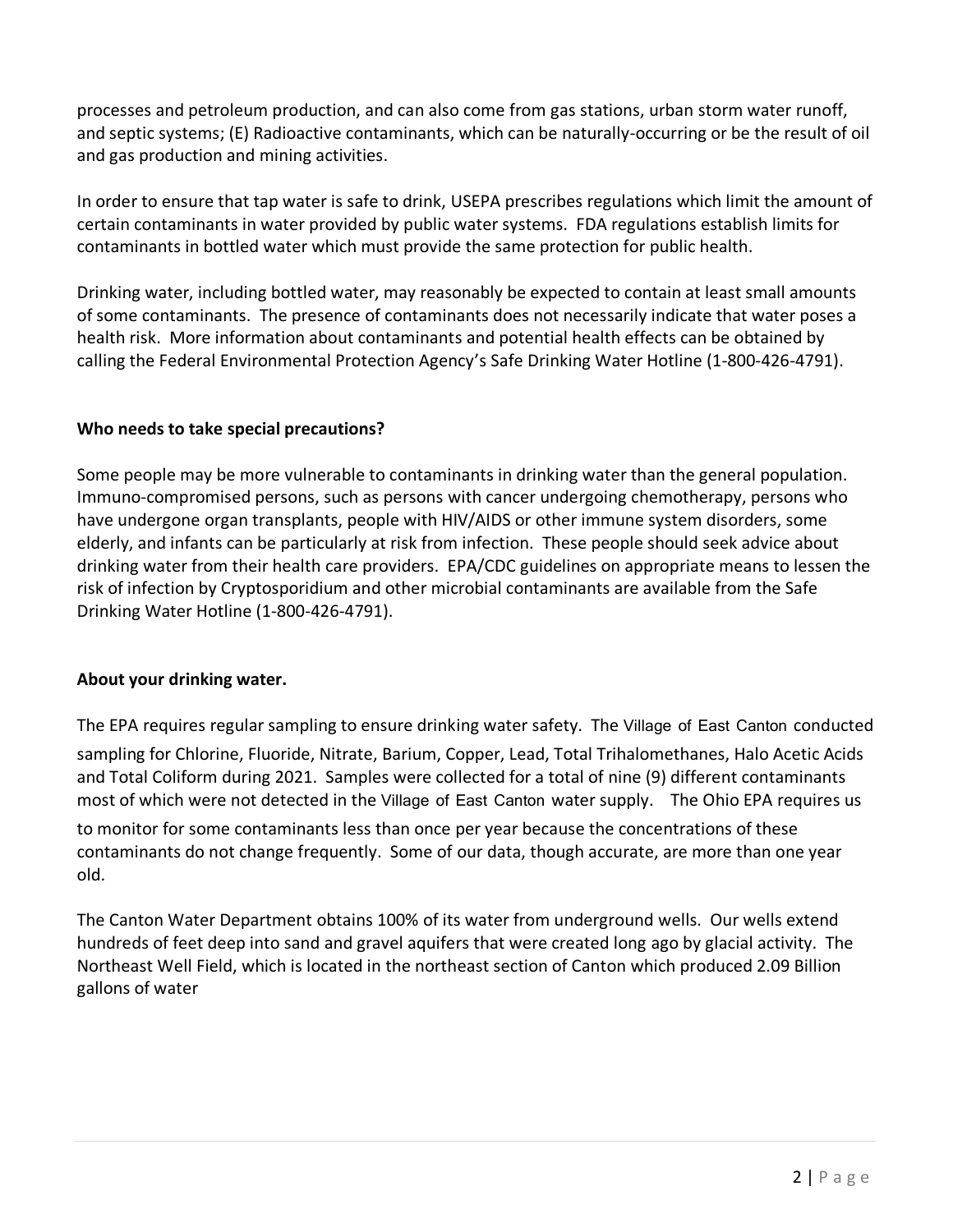processes and petroleum production, and can also come from gas stations, urban storm water runoff, and septic systems; (E) Radioactive contaminants, which can be naturally-occurring or be the result of oil and gas production and mining activities.

In order to ensure that tap water is safe to drink, USEPA prescribes regulations which limit the amount of certain contaminants in water provided by public water systems. FDA regulations establish limits for contaminants in bottled water which must provide the same protection for public health.

Drinking water, including bottled water, may reasonably be expected to contain at least small amounts of some contaminants. The presence of contaminants does not necessarily indicate that water poses a health risk. More information about contaminants and potential health effects can be obtained by calling the Federal Environmental Protection Agency's Safe Drinking Water Hotline (1-800-426-4791).

**Who needs to take special precautions?**

Some people may be more vulnerable to contaminants in drinking water than the general population. Immuno-compromised persons, such as persons with cancer undergoing chemotherapy, persons who have undergone organ transplants, people with HIV/AIDS or other immune system disorders, some elderly, and infants can be particularly at risk from infection. These people should seek advice about drinking water from their health care providers. EPA/CDC guidelines on appropriate means to lessen the risk of infection by Cryptosporidium and other microbial contaminants are available from the Safe Drinking Water Hotline (1-800-426-4791).

**About your drinking water.**

The EPA requires regular sampling to ensure drinking water safety. The Village of East Canton conducted sampling for Chlorine, Fluoride, Nitrate, Barium, Copper, Lead, Total Trihalomethanes, Halo Acetic Acids and Total Coliform during 2021. Samples were collected for a total of nine (9) different contaminants most of which were not detected in the Village of East Canton water supply. The Ohio EPA requires us to monitor for some contaminants less than once per year because the concentrations of these contaminants do not change frequently. Some of our data, though accurate, are more than one year old.

The Canton Water Department obtains 100% of its water from underground wells. Our wells extend hundreds of feet deep into sand and gravel aquifers that were created long ago by glacial activity. The Northeast Well Field, which is located in the northeast section of Canton which produced 2.09 Billion gallons of water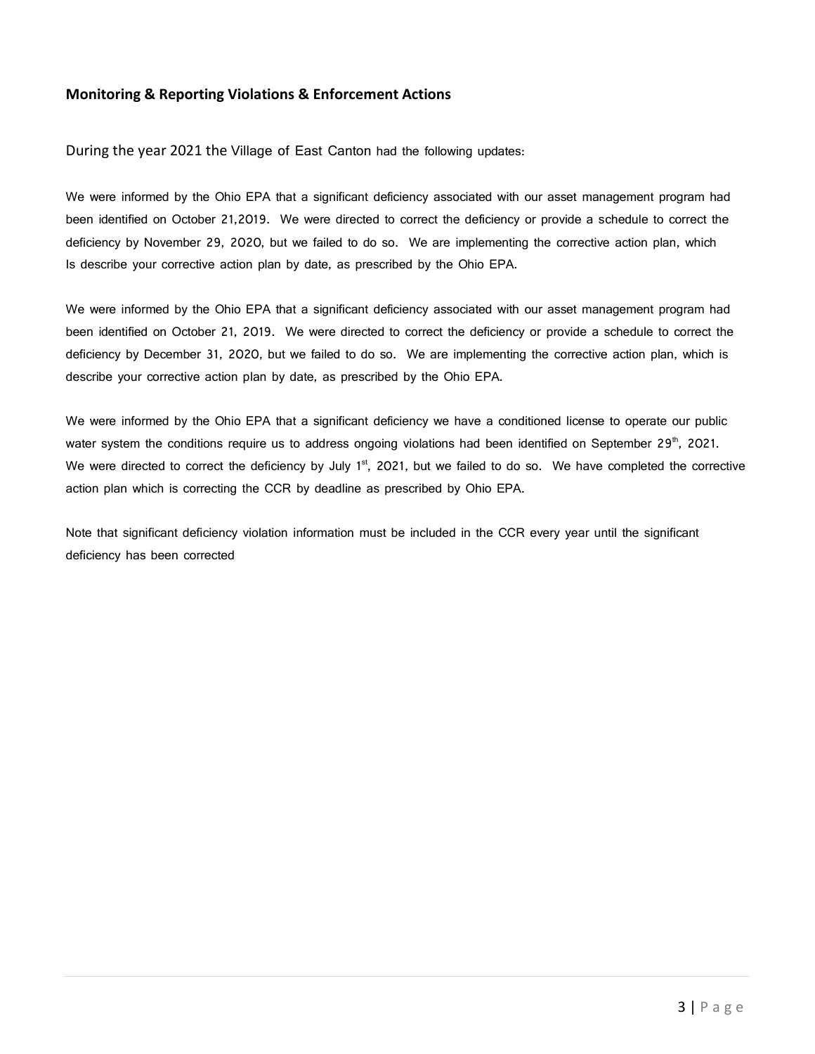### Monitoring & Reporting Violations & Enforcement Actions

During the year 2021 the Village of East Canton had the following updates:

We were informed by the Ohio EPA that a significant deficiency associated with our asset management program had been identified on October 21,2019. We were directed to correct the deficiency or provide a schedule to correct the deficiency by November 29, 2020, but we failed to do so. We are implementing the corrective action plan, which Is describe your corrective action plan by date, as prescribed by the Ohio EPA.

We were informed by the Ohio EPA that a significant deficiency associated with our asset management program had been identified on October 21, 2019. We were directed to correct the deficiency or provide a schedule to correct the deficiency by December 31, 2020, but we failed to do so. We are implementing the corrective action plan, which is describe your corrective action plan by date, as prescribed by the Ohio EPA.

We were informed by the Ohio EPA that a significant deficiency we have a conditioned license to operate our public water system the conditions require us to address ongoing violations had been identified on September 29th, 2021. We were directed to correct the deficiency by July 1st, 2021, but we failed to do so. We have completed the corrective action plan which is correcting the CCR by deadline as prescribed by Ohio EPA.

Note that significant deficiency violation information must be included in the CCR every year until the significant deficiency has been corrected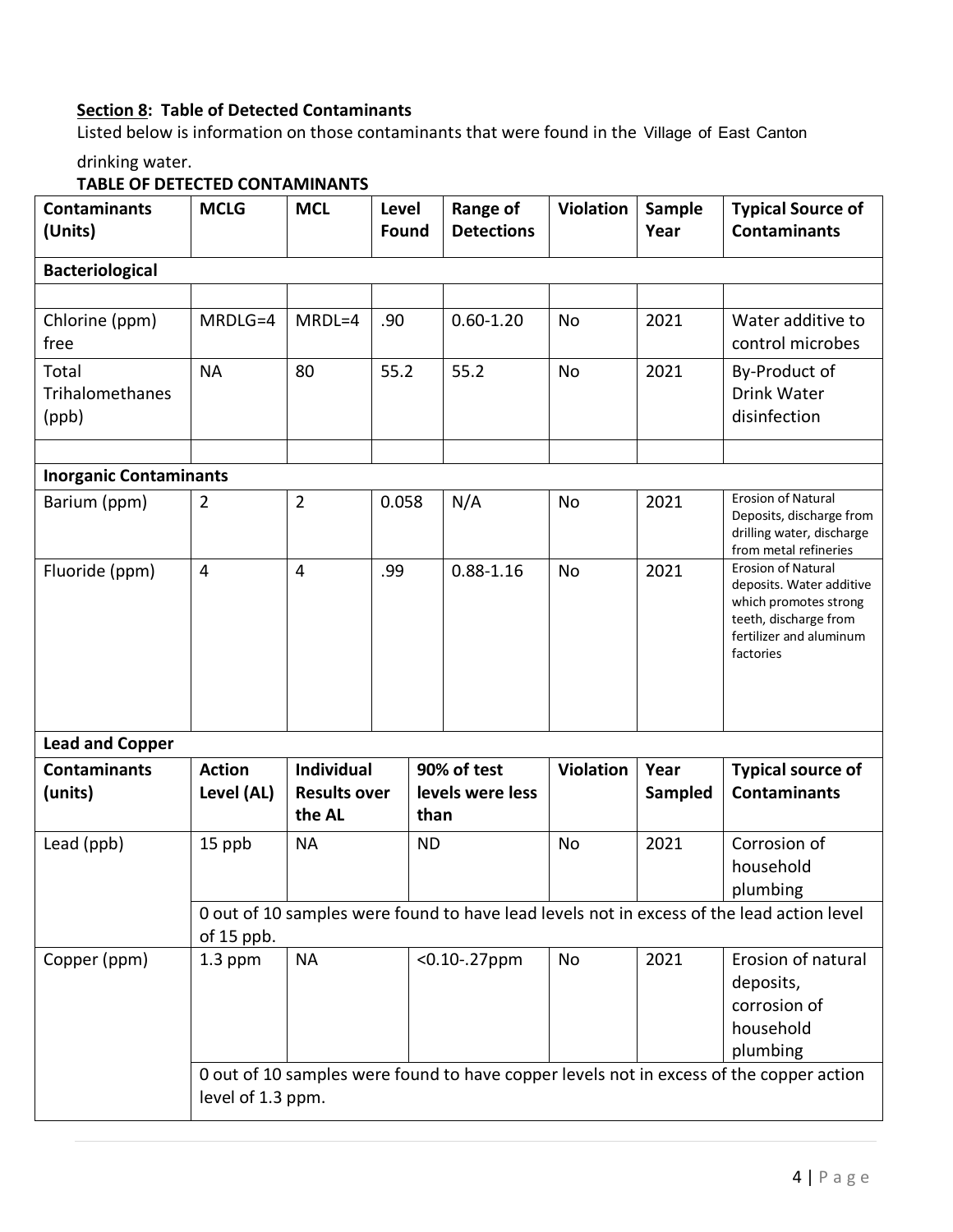**Section 8: Table of Detected Contaminants**

Listed below is information on those contaminants that were found in the Village of East Canton drinking water.

**TABLE OF DETECTED CONTAMINANTS**

| Contaminants (Units) | MCLG | MCL | Level Found | Range of Detections | Violation | Sample Year | Typical Source of Contaminants |
|---|---|---|---|---|---|---|---|
| **Bacteriological** | | | | | | | |
| | | | | | | | |
| Chlorine (ppm) free | MRDLG=4 | MRDL=4 | .90 | 0.60-1.20 | No | 2021 | Water additive to control microbes |
| Total Trihalomethanes (ppb) | NA | 80 | 55.2 | 55.2 | No | 2021 | By-Product of Drink Water disinfection |
| | | | | | | | |
| **Inorganic Contaminants** | | | | | | | |
| Barium (ppm) | 2 | 2 | 0.058 | N/A | No | 2021 | Erosion of Natural Deposits, discharge from drilling water, discharge from metal refineries |
| Fluoride (ppm) | 4 | 4 | .99 | 0.88-1.16 | No | 2021 | Erosion of Natural deposits. Water additive which promotes strong teeth, discharge from fertilizer and aluminum factories |

**Lead and Copper**

| Contaminants (units) | Action Level (AL) | Individual Results over the AL | 90% of test levels were less than | Violation | Year Sampled | Typical source of Contaminants |
|---|---|---|---|---|---|---|
| Lead (ppb) | 15 ppb | NA | ND | No | 2021 | Corrosion of household plumbing |
| | 0 out of 10 samples were found to have lead levels not in excess of the lead action level of 15 ppb. | | | | | |
| Copper (ppm) | 1.3 ppm | NA | <0.10-.27ppm | No | 2021 | Erosion of natural deposits, corrosion of household plumbing |
| | 0 out of 10 samples were found to have copper levels not in excess of the copper action level of 1.3 ppm. | | | | | |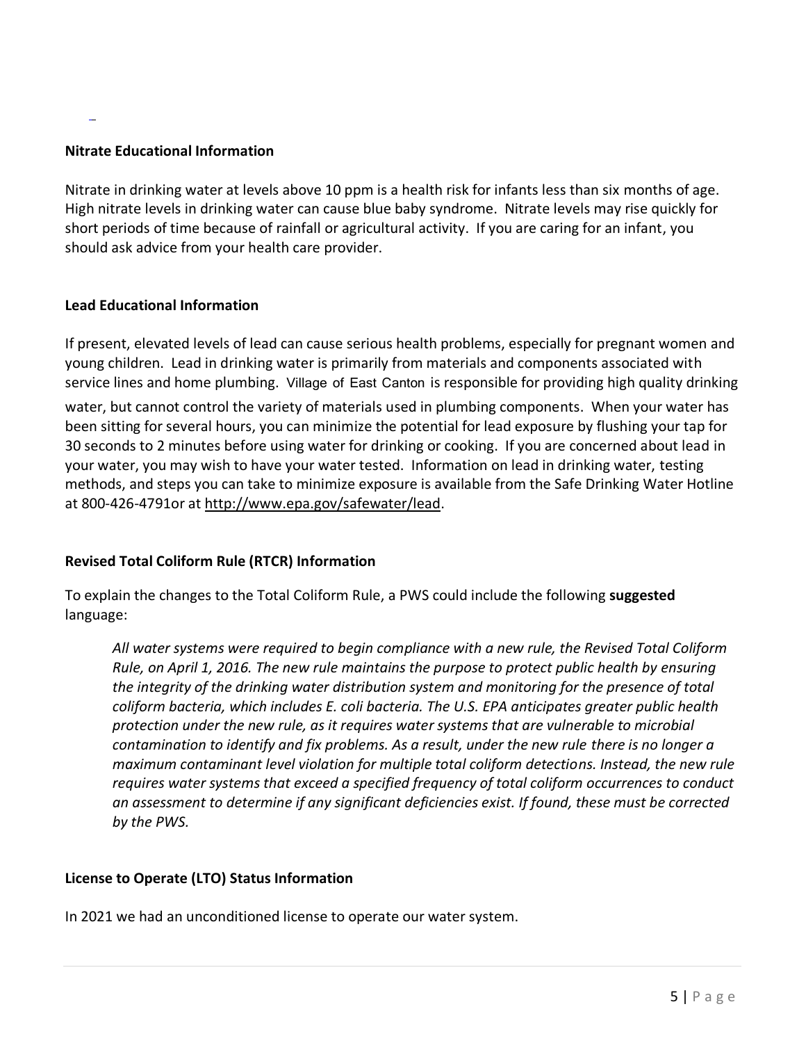**Nitrate Educational Information**

Nitrate in drinking water at levels above 10 ppm is a health risk for infants less than six months of age. High nitrate levels in drinking water can cause blue baby syndrome. Nitrate levels may rise quickly for short periods of time because of rainfall or agricultural activity. If you are caring for an infant, you should ask advice from your health care provider.

**Lead Educational Information**

If present, elevated levels of lead can cause serious health problems, especially for pregnant women and young children. Lead in drinking water is primarily from materials and components associated with service lines and home plumbing. Village of East Canton is responsible for providing high quality drinking water, but cannot control the variety of materials used in plumbing components. When your water has been sitting for several hours, you can minimize the potential for lead exposure by flushing your tap for 30 seconds to 2 minutes before using water for drinking or cooking. If you are concerned about lead in your water, you may wish to have your water tested. Information on lead in drinking water, testing methods, and steps you can take to minimize exposure is available from the Safe Drinking Water Hotline at 800-426-4791or at http://www.epa.gov/safewater/lead.

**Revised Total Coliform Rule (RTCR) Information**

To explain the changes to the Total Coliform Rule, a PWS could include the following **suggested** language:

> *All water systems were required to begin compliance with a new rule, the Revised Total Coliform Rule, on April 1, 2016. The new rule maintains the purpose to protect public health by ensuring the integrity of the drinking water distribution system and monitoring for the presence of total coliform bacteria, which includes E. coli bacteria. The U.S. EPA anticipates greater public health protection under the new rule, as it requires water systems that are vulnerable to microbial contamination to identify and fix problems. As a result, under the new rule there is no longer a maximum contaminant level violation for multiple total coliform detections. Instead, the new rule requires water systems that exceed a specified frequency of total coliform occurrences to conduct an assessment to determine if any significant deficiencies exist. If found, these must be corrected by the PWS.*

**License to Operate (LTO) Status Information**

In 2021 we had an unconditioned license to operate our water system.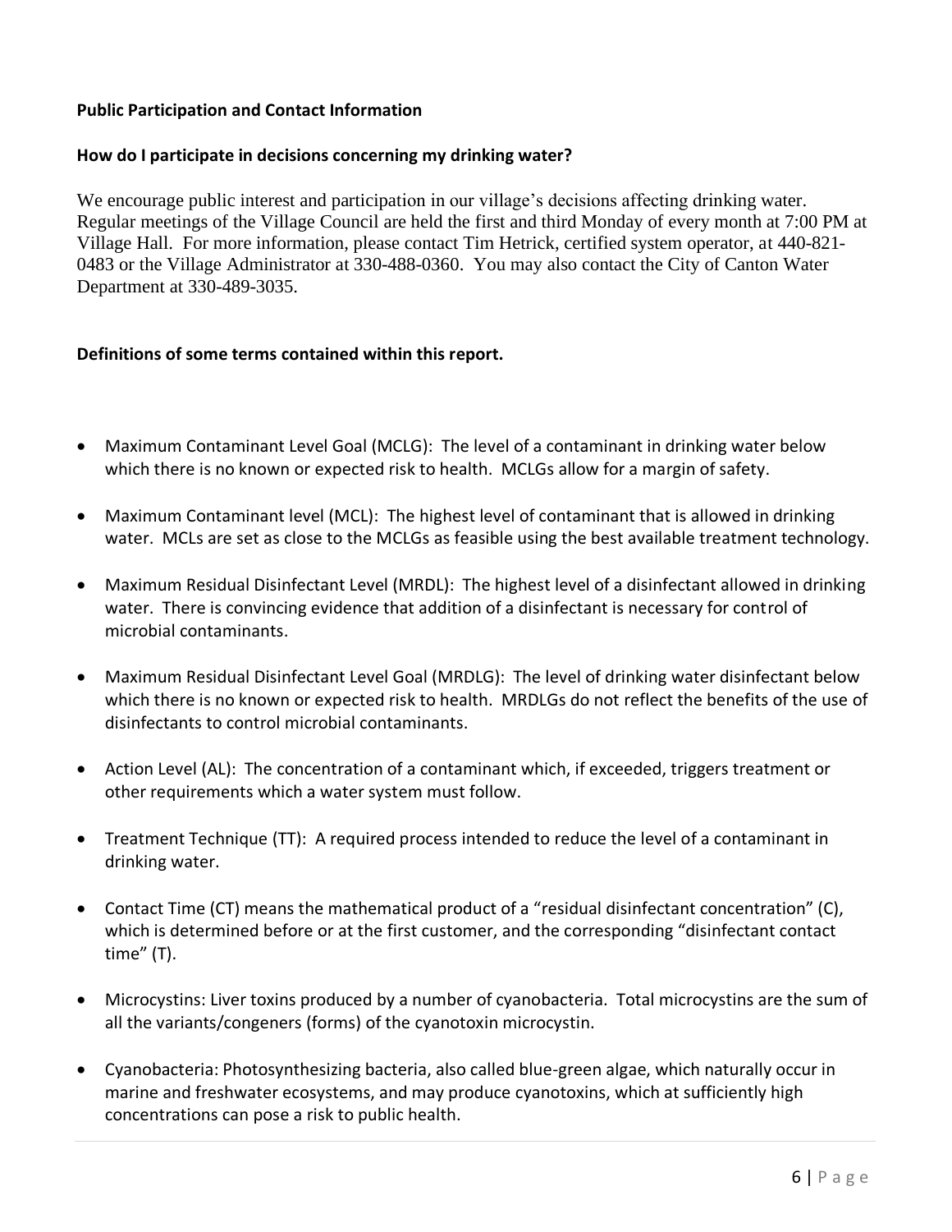**Public Participation and Contact Information**

**How do I participate in decisions concerning my drinking water?**

We encourage public interest and participation in our village's decisions affecting drinking water. Regular meetings of the Village Council are held the first and third Monday of every month at 7:00 PM at Village Hall. For more information, please contact Tim Hetrick, certified system operator, at 440-821-0483 or the Village Administrator at 330-488-0360. You may also contact the City of Canton Water Department at 330-489-3035.

**Definitions of some terms contained within this report.**

- Maximum Contaminant Level Goal (MCLG): The level of a contaminant in drinking water below which there is no known or expected risk to health. MCLGs allow for a margin of safety.
- Maximum Contaminant level (MCL): The highest level of contaminant that is allowed in drinking water. MCLs are set as close to the MCLGs as feasible using the best available treatment technology.
- Maximum Residual Disinfectant Level (MRDL): The highest level of a disinfectant allowed in drinking water. There is convincing evidence that addition of a disinfectant is necessary for control of microbial contaminants.
- Maximum Residual Disinfectant Level Goal (MRDLG): The level of drinking water disinfectant below which there is no known or expected risk to health. MRDLGs do not reflect the benefits of the use of disinfectants to control microbial contaminants.
- Action Level (AL): The concentration of a contaminant which, if exceeded, triggers treatment or other requirements which a water system must follow.
- Treatment Technique (TT): A required process intended to reduce the level of a contaminant in drinking water.
- Contact Time (CT) means the mathematical product of a "residual disinfectant concentration" (C), which is determined before or at the first customer, and the corresponding "disinfectant contact time" (T).
- Microcystins: Liver toxins produced by a number of cyanobacteria. Total microcystins are the sum of all the variants/congeners (forms) of the cyanotoxin microcystin.
- Cyanobacteria: Photosynthesizing bacteria, also called blue-green algae, which naturally occur in marine and freshwater ecosystems, and may produce cyanotoxins, which at sufficiently high concentrations can pose a risk to public health.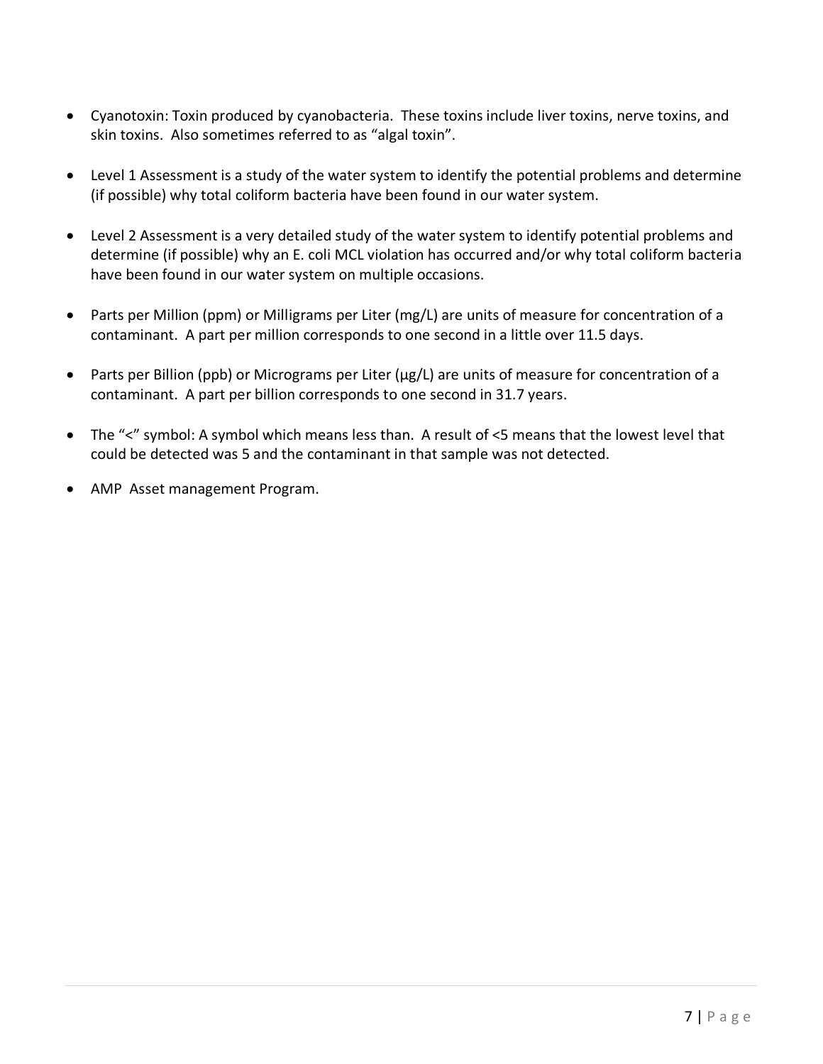- Cyanotoxin: Toxin produced by cyanobacteria. These toxins include liver toxins, nerve toxins, and skin toxins. Also sometimes referred to as "algal toxin".

- Level 1 Assessment is a study of the water system to identify the potential problems and determine (if possible) why total coliform bacteria have been found in our water system.

- Level 2 Assessment is a very detailed study of the water system to identify potential problems and determine (if possible) why an E. coli MCL violation has occurred and/or why total coliform bacteria have been found in our water system on multiple occasions.

- Parts per Million (ppm) or Milligrams per Liter (mg/L) are units of measure for concentration of a contaminant. A part per million corresponds to one second in a little over 11.5 days.

- Parts per Billion (ppb) or Micrograms per Liter (µg/L) are units of measure for concentration of a contaminant. A part per billion corresponds to one second in 31.7 years.

- The "<" symbol: A symbol which means less than. A result of <5 means that the lowest level that could be detected was 5 and the contaminant in that sample was not detected.

- AMP Asset management Program.